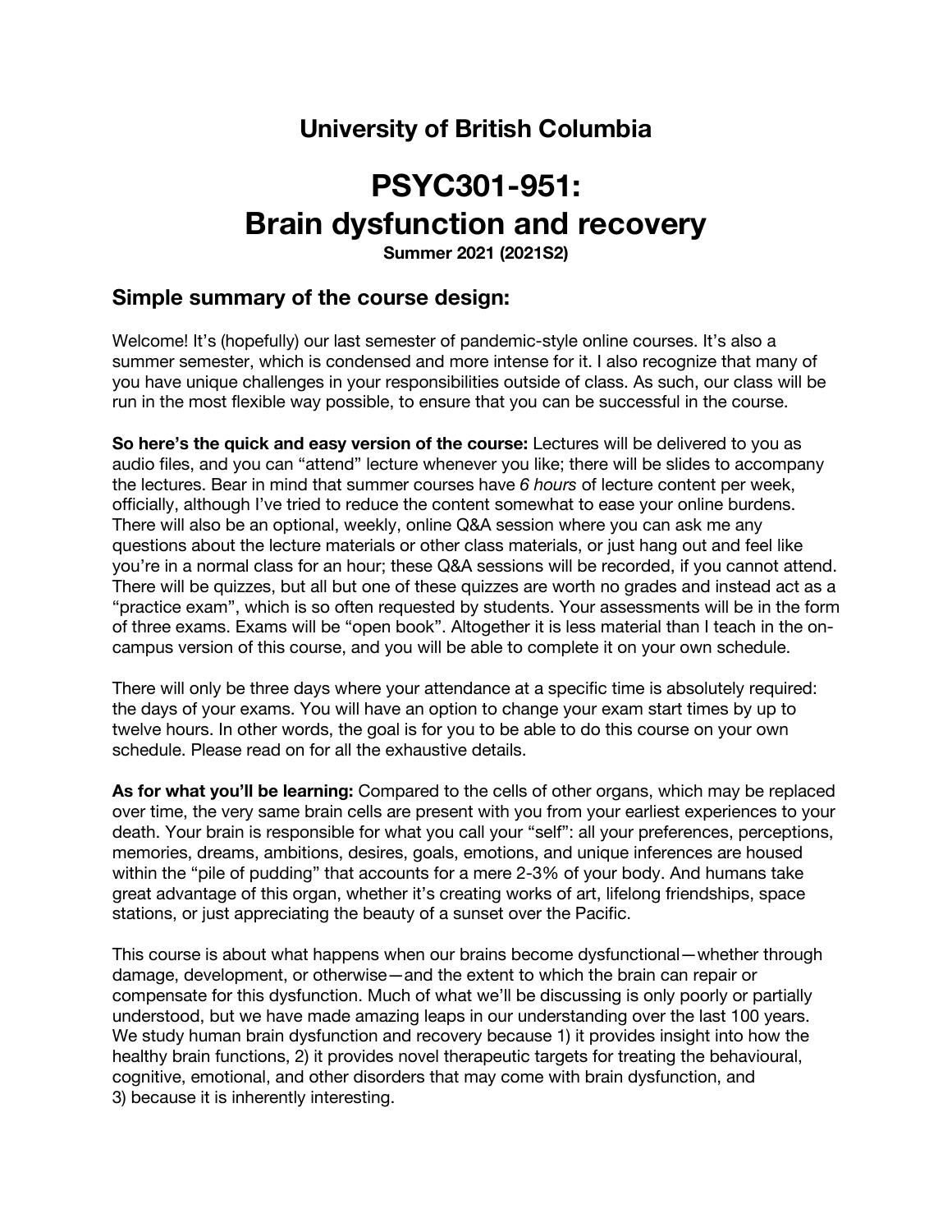## University of British Columbia

# PSYC301-951: Brain dysfunction and recovery

**Summer 2021 (2021S2)**

## Simple summary of the course design:

Welcome! It's (hopefully) our last semester of pandemic-style online courses. It's also a summer semester, which is condensed and more intense for it. I also recognize that many of you have unique challenges in your responsibilities outside of class. As such, our class will be run in the most flexible way possible, to ensure that you can be successful in the course.

**So here's the quick and easy version of the course:** Lectures will be delivered to you as audio files, and you can "attend" lecture whenever you like; there will be slides to accompany the lectures. Bear in mind that summer courses have *6 hours* of lecture content per week, officially, although I've tried to reduce the content somewhat to ease your online burdens. There will also be an optional, weekly, online Q&A session where you can ask me any questions about the lecture materials or other class materials, or just hang out and feel like you're in a normal class for an hour; these Q&A sessions will be recorded, if you cannot attend. There will be quizzes, but all but one of these quizzes are worth no grades and instead act as a "practice exam", which is so often requested by students. Your assessments will be in the form of three exams. Exams will be "open book". Altogether it is less material than I teach in the on-campus version of this course, and you will be able to complete it on your own schedule.

There will only be three days where your attendance at a specific time is absolutely required: the days of your exams. You will have an option to change your exam start times by up to twelve hours. In other words, the goal is for you to be able to do this course on your own schedule. Please read on for all the exhaustive details.

**As for what you'll be learning:** Compared to the cells of other organs, which may be replaced over time, the very same brain cells are present with you from your earliest experiences to your death. Your brain is responsible for what you call your "self": all your preferences, perceptions, memories, dreams, ambitions, desires, goals, emotions, and unique inferences are housed within the "pile of pudding" that accounts for a mere 2-3% of your body. And humans take great advantage of this organ, whether it's creating works of art, lifelong friendships, space stations, or just appreciating the beauty of a sunset over the Pacific.

This course is about what happens when our brains become dysfunctional—whether through damage, development, or otherwise—and the extent to which the brain can repair or compensate for this dysfunction. Much of what we'll be discussing is only poorly or partially understood, but we have made amazing leaps in our understanding over the last 100 years. We study human brain dysfunction and recovery because 1) it provides insight into how the healthy brain functions, 2) it provides novel therapeutic targets for treating the behavioural, cognitive, emotional, and other disorders that may come with brain dysfunction, and 3) because it is inherently interesting.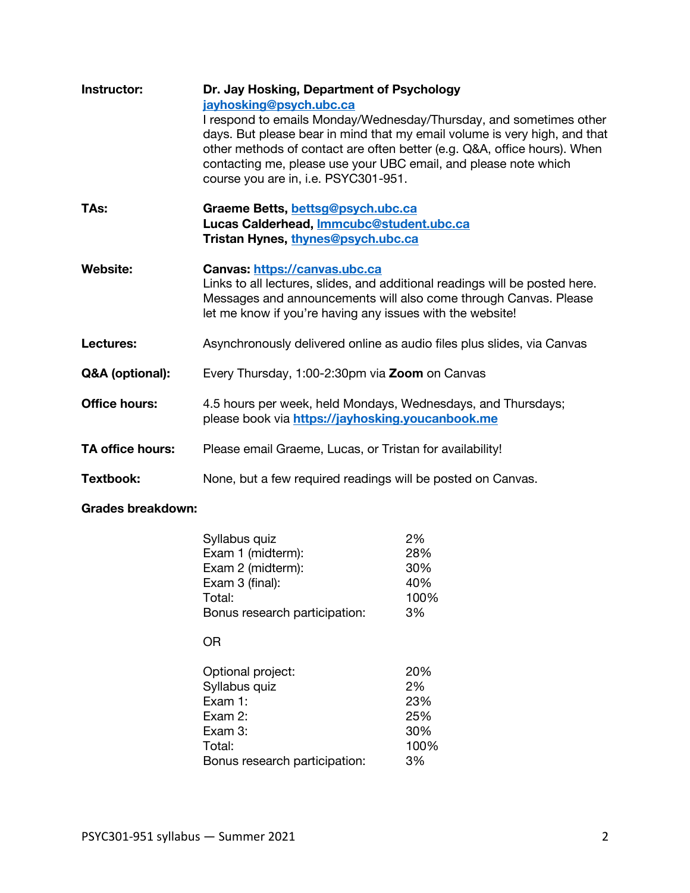**Instructor:** **Dr. Jay Hosking, Department of Psychology**
jayhosking@psych.ubc.ca
I respond to emails Monday/Wednesday/Thursday, and sometimes other days. But please bear in mind that my email volume is very high, and that other methods of contact are often better (e.g. Q&A, office hours). When contacting me, please use your UBC email, and please note which course you are in, i.e. PSYC301-951.

**TAs:** **Graeme Betts,** bettsg@psych.ubc.ca
**Lucas Calderhead,** lmmcubc@student.ubc.ca
**Tristan Hynes,** thynes@psych.ubc.ca

**Website:** **Canvas:** https://canvas.ubc.ca
Links to all lectures, slides, and additional readings will be posted here. Messages and announcements will also come through Canvas. Please let me know if you're having any issues with the website!

**Lectures:** Asynchronously delivered online as audio files plus slides, via Canvas

**Q&A (optional):** Every Thursday, 1:00-2:30pm via **Zoom** on Canvas

**Office hours:** 4.5 hours per week, held Mondays, Wednesdays, and Thursdays; please book via https://jayhosking.youcanbook.me

**TA office hours:** Please email Graeme, Lucas, or Tristan for availability!

**Textbook:** None, but a few required readings will be posted on Canvas.

**Grades breakdown:**

| | |
|---|---|
| Syllabus quiz | 2% |
| Exam 1 (midterm): | 28% |
| Exam 2 (midterm): | 30% |
| Exam 3 (final): | 40% |
| Total: | 100% |
| Bonus research participation: | 3% |

OR

| | |
|---|---|
| Optional project: | 20% |
| Syllabus quiz | 2% |
| Exam 1: | 23% |
| Exam 2: | 25% |
| Exam 3: | 30% |
| Total: | 100% |
| Bonus research participation: | 3% |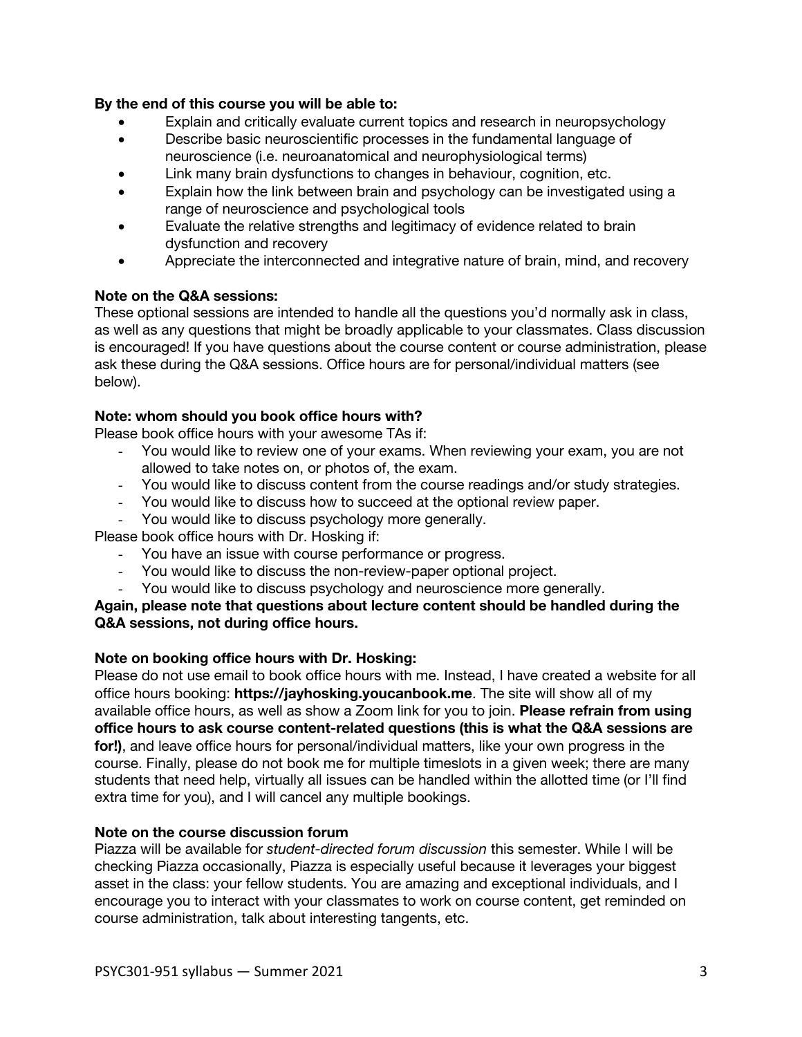**By the end of this course you will be able to:**

- Explain and critically evaluate current topics and research in neuropsychology
- Describe basic neuroscientific processes in the fundamental language of neuroscience (i.e. neuroanatomical and neurophysiological terms)
- Link many brain dysfunctions to changes in behaviour, cognition, etc.
- Explain how the link between brain and psychology can be investigated using a range of neuroscience and psychological tools
- Evaluate the relative strengths and legitimacy of evidence related to brain dysfunction and recovery
- Appreciate the interconnected and integrative nature of brain, mind, and recovery

**Note on the Q&A sessions:**

These optional sessions are intended to handle all the questions you'd normally ask in class, as well as any questions that might be broadly applicable to your classmates. Class discussion is encouraged! If you have questions about the course content or course administration, please ask these during the Q&A sessions. Office hours are for personal/individual matters (see below).

**Note: whom should you book office hours with?**

Please book office hours with your awesome TAs if:

- You would like to review one of your exams. When reviewing your exam, you are not allowed to take notes on, or photos of, the exam.
- You would like to discuss content from the course readings and/or study strategies.
- You would like to discuss how to succeed at the optional review paper.
- You would like to discuss psychology more generally.

Please book office hours with Dr. Hosking if:

- You have an issue with course performance or progress.
- You would like to discuss the non-review-paper optional project.
- You would like to discuss psychology and neuroscience more generally.

**Again, please note that questions about lecture content should be handled during the Q&A sessions, not during office hours.**

**Note on booking office hours with Dr. Hosking:**

Please do not use email to book office hours with me. Instead, I have created a website for all office hours booking: **https://jayhosking.youcanbook.me**. The site will show all of my available office hours, as well as show a Zoom link for you to join. **Please refrain from using office hours to ask course content-related questions (this is what the Q&A sessions are for!)**, and leave office hours for personal/individual matters, like your own progress in the course. Finally, please do not book me for multiple timeslots in a given week; there are many students that need help, virtually all issues can be handled within the allotted time (or I'll find extra time for you), and I will cancel any multiple bookings.

**Note on the course discussion forum**

Piazza will be available for *student-directed forum discussion* this semester. While I will be checking Piazza occasionally, Piazza is especially useful because it leverages your biggest asset in the class: your fellow students. You are amazing and exceptional individuals, and I encourage you to interact with your classmates to work on course content, get reminded on course administration, talk about interesting tangents, etc.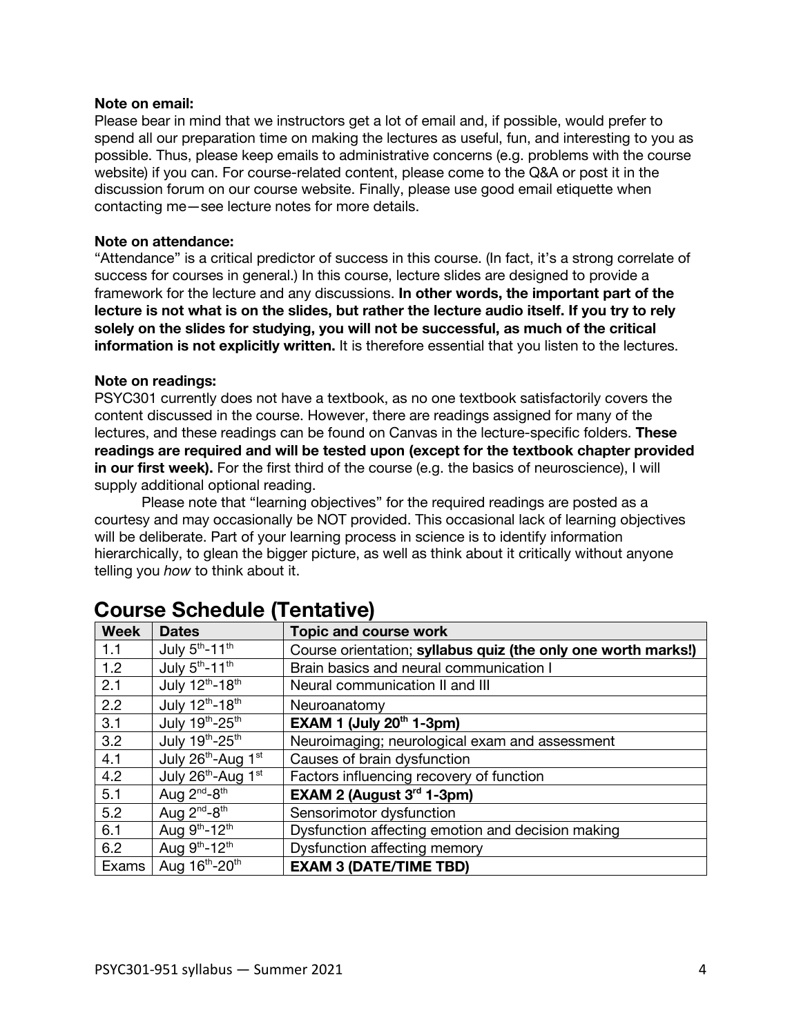**Note on email:**
Please bear in mind that we instructors get a lot of email and, if possible, would prefer to spend all our preparation time on making the lectures as useful, fun, and interesting to you as possible. Thus, please keep emails to administrative concerns (e.g. problems with the course website) if you can. For course-related content, please come to the Q&A or post it in the discussion forum on our course website. Finally, please use good email etiquette when contacting me—see lecture notes for more details.

**Note on attendance:**
"Attendance" is a critical predictor of success in this course. (In fact, it's a strong correlate of success for courses in general.) In this course, lecture slides are designed to provide a framework for the lecture and any discussions. **In other words, the important part of the lecture is not what is on the slides, but rather the lecture audio itself. If you try to rely solely on the slides for studying, you will not be successful, as much of the critical information is not explicitly written.** It is therefore essential that you listen to the lectures.

**Note on readings:**
PSYC301 currently does not have a textbook, as no one textbook satisfactorily covers the content discussed in the course. However, there are readings assigned for many of the lectures, and these readings can be found on Canvas in the lecture-specific folders. **These readings are required and will be tested upon (except for the textbook chapter provided in our first week).** For the first third of the course (e.g. the basics of neuroscience), I will supply additional optional reading.

Please note that "learning objectives" for the required readings are posted as a courtesy and may occasionally be NOT provided. This occasional lack of learning objectives will be deliberate. Part of your learning process in science is to identify information hierarchically, to glean the bigger picture, as well as think about it critically without anyone telling you *how* to think about it.

## Course Schedule (Tentative)

| Week | Dates | Topic and course work |
|---|---|---|
| 1.1 | July 5th-11th | Course orientation; **syllabus quiz (the only one worth marks!)** |
| 1.2 | July 5th-11th | Brain basics and neural communication I |
| 2.1 | July 12th-18th | Neural communication II and III |
| 2.2 | July 12th-18th | Neuroanatomy |
| 3.1 | July 19th-25th | **EXAM 1 (July 20th 1-3pm)** |
| 3.2 | July 19th-25th | Neuroimaging; neurological exam and assessment |
| 4.1 | July 26th-Aug 1st | Causes of brain dysfunction |
| 4.2 | July 26th-Aug 1st | Factors influencing recovery of function |
| 5.1 | Aug 2nd-8th | **EXAM 2 (August 3rd 1-3pm)** |
| 5.2 | Aug 2nd-8th | Sensorimotor dysfunction |
| 6.1 | Aug 9th-12th | Dysfunction affecting emotion and decision making |
| 6.2 | Aug 9th-12th | Dysfunction affecting memory |
| Exams | Aug 16th-20th | **EXAM 3 (DATE/TIME TBD)** |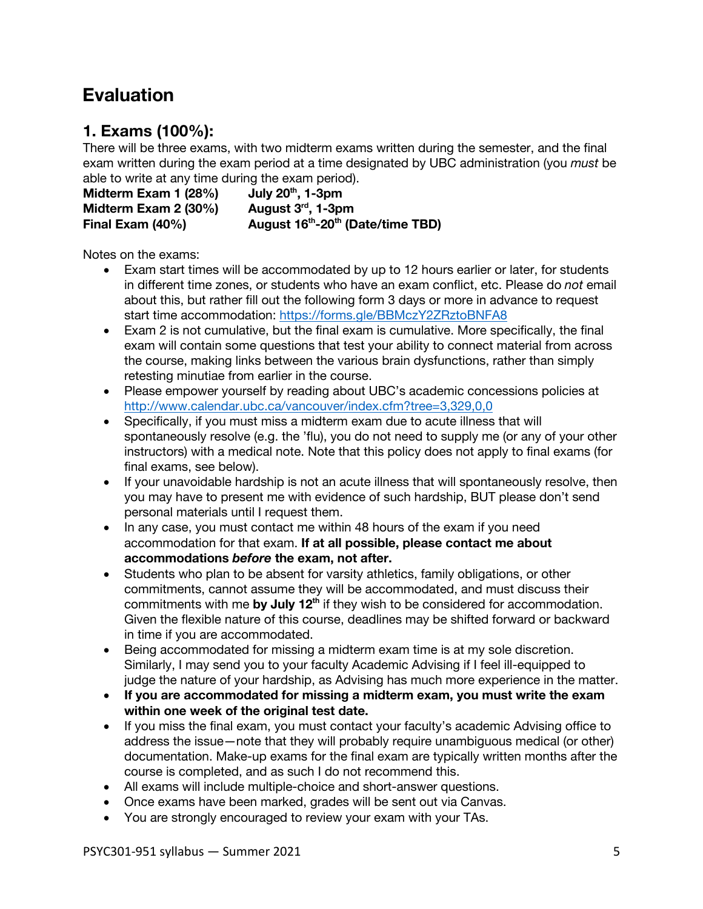# Evaluation

## 1. Exams (100%):

There will be three exams, with two midterm exams written during the semester, and the final exam written during the exam period at a time designated by UBC administration (you *must* be able to write at any time during the exam period).

**Midterm Exam 1 (28%)** **July 20th, 1-3pm**
**Midterm Exam 2 (30%)** **August 3rd, 1-3pm**
**Final Exam (40%)** **August 16th-20th (Date/time TBD)**

Notes on the exams:

- Exam start times will be accommodated by up to 12 hours earlier or later, for students in different time zones, or students who have an exam conflict, etc. Please do *not* email about this, but rather fill out the following form 3 days or more in advance to request start time accommodation: https://forms.gle/BBMczY2ZRztoBNFA8
- Exam 2 is not cumulative, but the final exam is cumulative. More specifically, the final exam will contain some questions that test your ability to connect material from across the course, making links between the various brain dysfunctions, rather than simply retesting minutiae from earlier in the course.
- Please empower yourself by reading about UBC's academic concessions policies at http://www.calendar.ubc.ca/vancouver/index.cfm?tree=3,329,0,0
- Specifically, if you must miss a midterm exam due to acute illness that will spontaneously resolve (e.g. the 'flu), you do not need to supply me (or any of your other instructors) with a medical note. Note that this policy does not apply to final exams (for final exams, see below).
- If your unavoidable hardship is not an acute illness that will spontaneously resolve, then you may have to present me with evidence of such hardship, BUT please don't send personal materials until I request them.
- In any case, you must contact me within 48 hours of the exam if you need accommodation for that exam. **If at all possible, please contact me about accommodations *before* the exam, not after.**
- Students who plan to be absent for varsity athletics, family obligations, or other commitments, cannot assume they will be accommodated, and must discuss their commitments with me **by July 12th** if they wish to be considered for accommodation. Given the flexible nature of this course, deadlines may be shifted forward or backward in time if you are accommodated.
- Being accommodated for missing a midterm exam time is at my sole discretion. Similarly, I may send you to your faculty Academic Advising if I feel ill-equipped to judge the nature of your hardship, as Advising has much more experience in the matter.
- **If you are accommodated for missing a midterm exam, you must write the exam within one week of the original test date.**
- If you miss the final exam, you must contact your faculty's academic Advising office to address the issue—note that they will probably require unambiguous medical (or other) documentation. Make-up exams for the final exam are typically written months after the course is completed, and as such I do not recommend this.
- All exams will include multiple-choice and short-answer questions.
- Once exams have been marked, grades will be sent out via Canvas.
- You are strongly encouraged to review your exam with your TAs.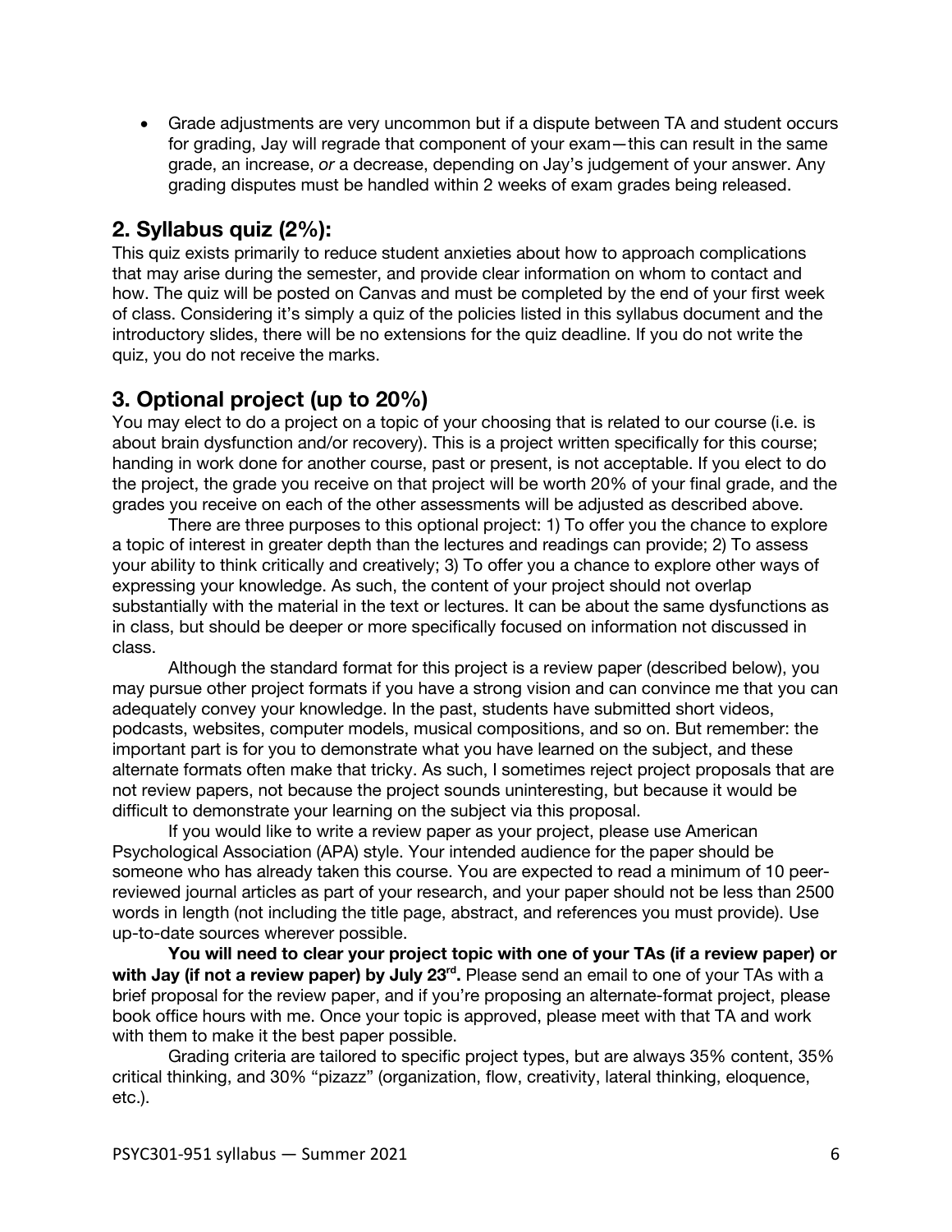- Grade adjustments are very uncommon but if a dispute between TA and student occurs for grading, Jay will regrade that component of your exam—this can result in the same grade, an increase, *or* a decrease, depending on Jay's judgement of your answer. Any grading disputes must be handled within 2 weeks of exam grades being released.

## 2. Syllabus quiz (2%):

This quiz exists primarily to reduce student anxieties about how to approach complications that may arise during the semester, and provide clear information on whom to contact and how. The quiz will be posted on Canvas and must be completed by the end of your first week of class. Considering it's simply a quiz of the policies listed in this syllabus document and the introductory slides, there will be no extensions for the quiz deadline. If you do not write the quiz, you do not receive the marks.

## 3. Optional project (up to 20%)

You may elect to do a project on a topic of your choosing that is related to our course (i.e. is about brain dysfunction and/or recovery). This is a project written specifically for this course; handing in work done for another course, past or present, is not acceptable. If you elect to do the project, the grade you receive on that project will be worth 20% of your final grade, and the grades you receive on each of the other assessments will be adjusted as described above.

There are three purposes to this optional project: 1) To offer you the chance to explore a topic of interest in greater depth than the lectures and readings can provide; 2) To assess your ability to think critically and creatively; 3) To offer you a chance to explore other ways of expressing your knowledge. As such, the content of your project should not overlap substantially with the material in the text or lectures. It can be about the same dysfunctions as in class, but should be deeper or more specifically focused on information not discussed in class.

Although the standard format for this project is a review paper (described below), you may pursue other project formats if you have a strong vision and can convince me that you can adequately convey your knowledge. In the past, students have submitted short videos, podcasts, websites, computer models, musical compositions, and so on. But remember: the important part is for you to demonstrate what you have learned on the subject, and these alternate formats often make that tricky. As such, I sometimes reject project proposals that are not review papers, not because the project sounds uninteresting, but because it would be difficult to demonstrate your learning on the subject via this proposal.

If you would like to write a review paper as your project, please use American Psychological Association (APA) style. Your intended audience for the paper should be someone who has already taken this course. You are expected to read a minimum of 10 peer-reviewed journal articles as part of your research, and your paper should not be less than 2500 words in length (not including the title page, abstract, and references you must provide). Use up-to-date sources wherever possible.

**You will need to clear your project topic with one of your TAs (if a review paper) or with Jay (if not a review paper) by July 23rd.** Please send an email to one of your TAs with a brief proposal for the review paper, and if you're proposing an alternate-format project, please book office hours with me. Once your topic is approved, please meet with that TA and work with them to make it the best paper possible.

Grading criteria are tailored to specific project types, but are always 35% content, 35% critical thinking, and 30% "pizazz" (organization, flow, creativity, lateral thinking, eloquence, etc.).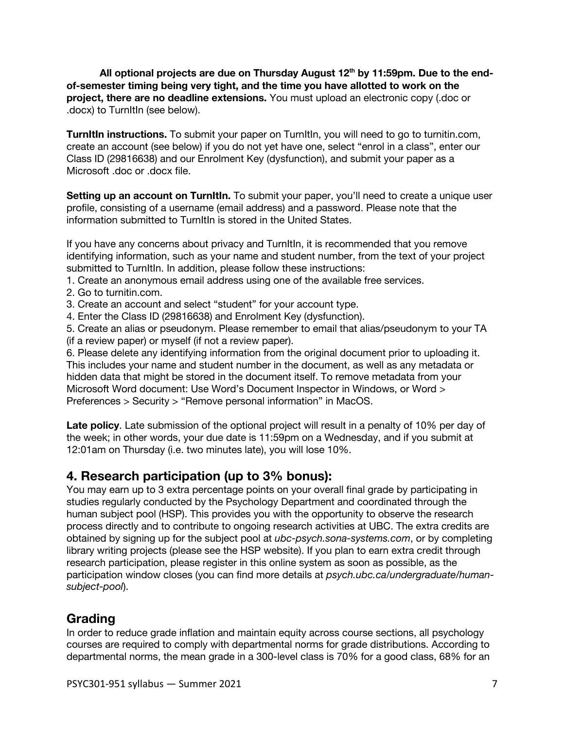**All optional projects are due on Thursday August 12th by 11:59pm. Due to the end-of-semester timing being very tight, and the time you have allotted to work on the project, there are no deadline extensions.** You must upload an electronic copy (.doc or .docx) to TurnItIn (see below).

**TurnItIn instructions.** To submit your paper on TurnItIn, you will need to go to turnitin.com, create an account (see below) if you do not yet have one, select "enrol in a class", enter our Class ID (29816638) and our Enrolment Key (dysfunction), and submit your paper as a Microsoft .doc or .docx file.

**Setting up an account on TurnItIn.** To submit your paper, you'll need to create a unique user profile, consisting of a username (email address) and a password. Please note that the information submitted to TurnItIn is stored in the United States.

If you have any concerns about privacy and TurnItIn, it is recommended that you remove identifying information, such as your name and student number, from the text of your project submitted to TurnItIn. In addition, please follow these instructions:

1. Create an anonymous email address using one of the available free services.
2. Go to turnitin.com.
3. Create an account and select "student" for your account type.
4. Enter the Class ID (29816638) and Enrolment Key (dysfunction).
5. Create an alias or pseudonym. Please remember to email that alias/pseudonym to your TA (if a review paper) or myself (if not a review paper).
6. Please delete any identifying information from the original document prior to uploading it. This includes your name and student number in the document, as well as any metadata or hidden data that might be stored in the document itself. To remove metadata from your Microsoft Word document: Use Word's Document Inspector in Windows, or Word > Preferences > Security > "Remove personal information" in MacOS.

**Late policy**. Late submission of the optional project will result in a penalty of 10% per day of the week; in other words, your due date is 11:59pm on a Wednesday, and if you submit at 12:01am on Thursday (i.e. two minutes late), you will lose 10%.

## 4. Research participation (up to 3% bonus):

You may earn up to 3 extra percentage points on your overall final grade by participating in studies regularly conducted by the Psychology Department and coordinated through the human subject pool (HSP). This provides you with the opportunity to observe the research process directly and to contribute to ongoing research activities at UBC. The extra credits are obtained by signing up for the subject pool at *ubc-psych.sona-systems.com*, or by completing library writing projects (please see the HSP website). If you plan to earn extra credit through research participation, please register in this online system as soon as possible, as the participation window closes (you can find more details at *psych.ubc.ca/undergraduate/human-subject-pool*).

## Grading

In order to reduce grade inflation and maintain equity across course sections, all psychology courses are required to comply with departmental norms for grade distributions. According to departmental norms, the mean grade in a 300-level class is 70% for a good class, 68% for an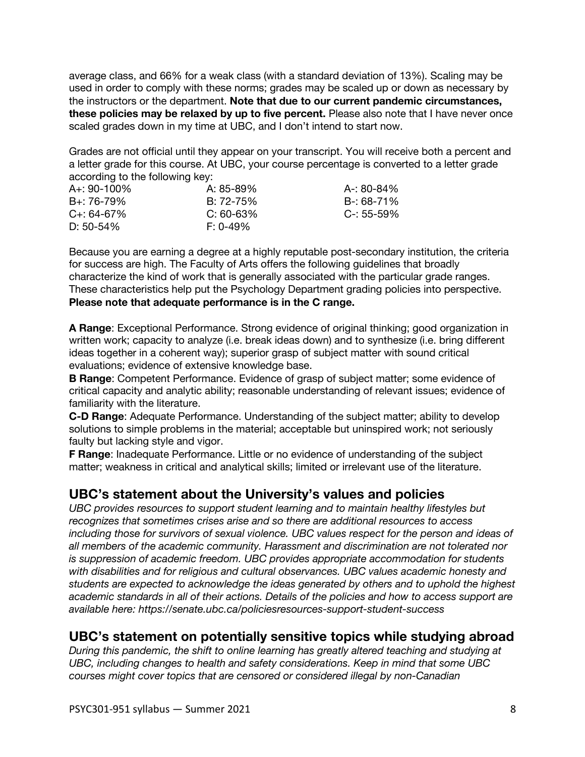average class, and 66% for a weak class (with a standard deviation of 13%). Scaling may be used in order to comply with these norms; grades may be scaled up or down as necessary by the instructors or the department. **Note that due to our current pandemic circumstances, these policies may be relaxed by up to five percent.** Please also note that I have never once scaled grades down in my time at UBC, and I don't intend to start now.

Grades are not official until they appear on your transcript. You will receive both a percent and a letter grade for this course. At UBC, your course percentage is converted to a letter grade according to the following key:

| | | |
|---|---|---|
| A+: 90-100% | A: 85-89% | A-: 80-84% |
| B+: 76-79% | B: 72-75% | B-: 68-71% |
| C+: 64-67% | C: 60-63% | C-: 55-59% |
| D: 50-54% | F: 0-49% | |

Because you are earning a degree at a highly reputable post-secondary institution, the criteria for success are high. The Faculty of Arts offers the following guidelines that broadly characterize the kind of work that is generally associated with the particular grade ranges. These characteristics help put the Psychology Department grading policies into perspective. **Please note that adequate performance is in the C range.**

**A Range**: Exceptional Performance. Strong evidence of original thinking; good organization in written work; capacity to analyze (i.e. break ideas down) and to synthesize (i.e. bring different ideas together in a coherent way); superior grasp of subject matter with sound critical evaluations; evidence of extensive knowledge base.

**B Range**: Competent Performance. Evidence of grasp of subject matter; some evidence of critical capacity and analytic ability; reasonable understanding of relevant issues; evidence of familiarity with the literature.

**C-D Range**: Adequate Performance. Understanding of the subject matter; ability to develop solutions to simple problems in the material; acceptable but uninspired work; not seriously faulty but lacking style and vigor.

**F Range**: Inadequate Performance. Little or no evidence of understanding of the subject matter; weakness in critical and analytical skills; limited or irrelevant use of the literature.

## UBC's statement about the University's values and policies

*UBC provides resources to support student learning and to maintain healthy lifestyles but recognizes that sometimes crises arise and so there are additional resources to access including those for survivors of sexual violence. UBC values respect for the person and ideas of all members of the academic community. Harassment and discrimination are not tolerated nor is suppression of academic freedom. UBC provides appropriate accommodation for students with disabilities and for religious and cultural observances. UBC values academic honesty and students are expected to acknowledge the ideas generated by others and to uphold the highest academic standards in all of their actions. Details of the policies and how to access support are available here: https://senate.ubc.ca/policiesresources-support-student-success*

## UBC's statement on potentially sensitive topics while studying abroad

*During this pandemic, the shift to online learning has greatly altered teaching and studying at UBC, including changes to health and safety considerations. Keep in mind that some UBC courses might cover topics that are censored or considered illegal by non-Canadian*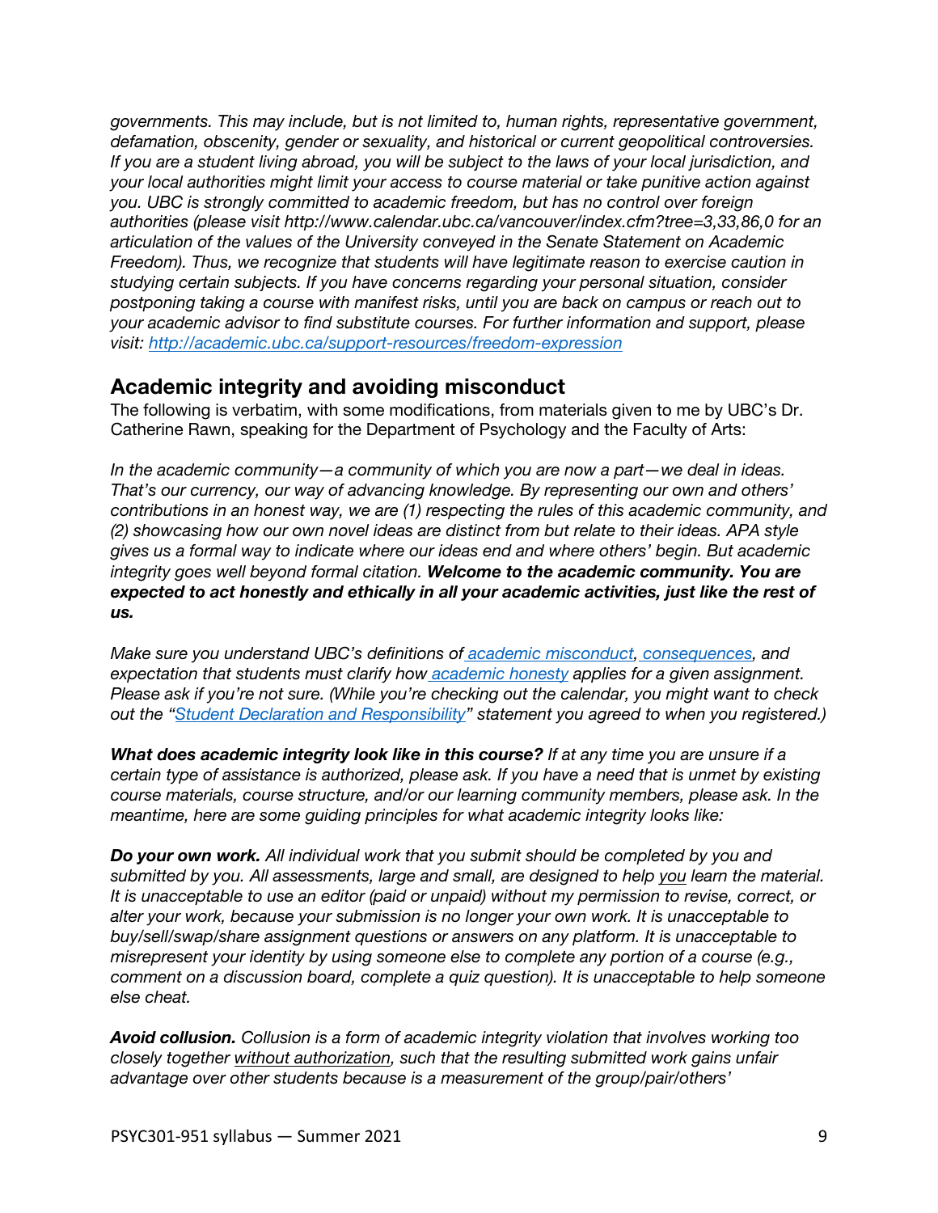*governments. This may include, but is not limited to, human rights, representative government, defamation, obscenity, gender or sexuality, and historical or current geopolitical controversies. If you are a student living abroad, you will be subject to the laws of your local jurisdiction, and your local authorities might limit your access to course material or take punitive action against you. UBC is strongly committed to academic freedom, but has no control over foreign authorities (please visit http://www.calendar.ubc.ca/vancouver/index.cfm?tree=3,33,86,0 for an articulation of the values of the University conveyed in the Senate Statement on Academic Freedom). Thus, we recognize that students will have legitimate reason to exercise caution in studying certain subjects. If you have concerns regarding your personal situation, consider postponing taking a course with manifest risks, until you are back on campus or reach out to your academic advisor to find substitute courses. For further information and support, please visit: [http://academic.ubc.ca/support-resources/freedom-expression](http://academic.ubc.ca/support-resources/freedom-expression)*

## Academic integrity and avoiding misconduct

The following is verbatim, with some modifications, from materials given to me by UBC's Dr. Catherine Rawn, speaking for the Department of Psychology and the Faculty of Arts:

*In the academic community—a community of which you are now a part—we deal in ideas. That's our currency, our way of advancing knowledge. By representing our own and others' contributions in an honest way, we are (1) respecting the rules of this academic community, and (2) showcasing how our own novel ideas are distinct from but relate to their ideas. APA style gives us a formal way to indicate where our ideas end and where others' begin. But academic integrity goes well beyond formal citation.* ***Welcome to the academic community. You are expected to act honestly and ethically in all your academic activities, just like the rest of us.***

*Make sure you understand UBC's definitions of academic misconduct, consequences, and expectation that students must clarify how academic honesty applies for a given assignment. Please ask if you're not sure. (While you're checking out the calendar, you might want to check out the "Student Declaration and Responsibility" statement you agreed to when you registered.)*

***What does academic integrity look like in this course?*** *If at any time you are unsure if a certain type of assistance is authorized, please ask. If you have a need that is unmet by existing course materials, course structure, and/or our learning community members, please ask. In the meantime, here are some guiding principles for what academic integrity looks like:*

***Do your own work.*** *All individual work that you submit should be completed by you and submitted by you. All assessments, large and small, are designed to help you learn the material. It is unacceptable to use an editor (paid or unpaid) without my permission to revise, correct, or alter your work, because your submission is no longer your own work. It is unacceptable to buy/sell/swap/share assignment questions or answers on any platform. It is unacceptable to misrepresent your identity by using someone else to complete any portion of a course (e.g., comment on a discussion board, complete a quiz question). It is unacceptable to help someone else cheat.*

***Avoid collusion.*** *Collusion is a form of academic integrity violation that involves working too closely together without authorization, such that the resulting submitted work gains unfair advantage over other students because is a measurement of the group/pair/others'*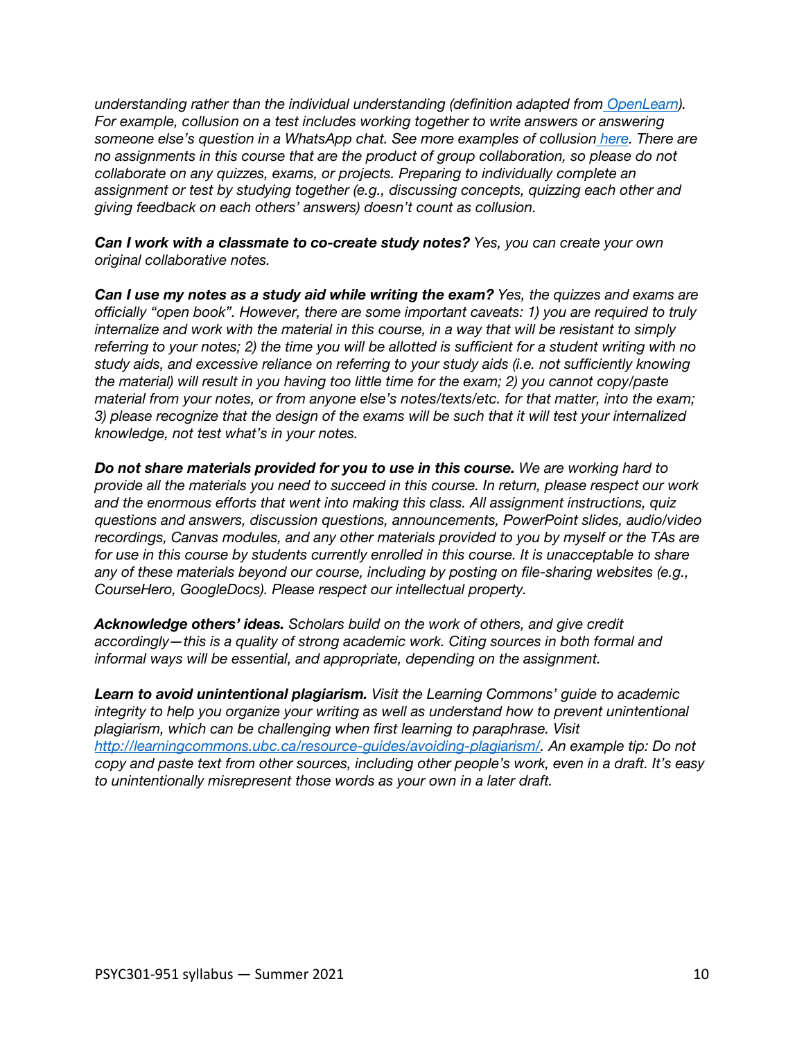*understanding rather than the individual understanding (definition adapted from [OpenLearn](OpenLearn)). For example, collusion on a test includes working together to write answers or answering someone else's question in a WhatsApp chat. See more examples of collusion [here](here). There are no assignments in this course that are the product of group collaboration, so please do not collaborate on any quizzes, exams, or projects. Preparing to individually complete an assignment or test by studying together (e.g., discussing concepts, quizzing each other and giving feedback on each others' answers) doesn't count as collusion.*

***Can I work with a classmate to co-create study notes?*** *Yes, you can create your own original collaborative notes.*

***Can I use my notes as a study aid while writing the exam?*** *Yes, the quizzes and exams are officially "open book". However, there are some important caveats: 1) you are required to truly internalize and work with the material in this course, in a way that will be resistant to simply referring to your notes; 2) the time you will be allotted is sufficient for a student writing with no study aids, and excessive reliance on referring to your study aids (i.e. not sufficiently knowing the material) will result in you having too little time for the exam; 2) you cannot copy/paste material from your notes, or from anyone else's notes/texts/etc. for that matter, into the exam; 3) please recognize that the design of the exams will be such that it will test your internalized knowledge, not test what's in your notes.*

***Do not share materials provided for you to use in this course.*** *We are working hard to provide all the materials you need to succeed in this course. In return, please respect our work and the enormous efforts that went into making this class. All assignment instructions, quiz questions and answers, discussion questions, announcements, PowerPoint slides, audio/video recordings, Canvas modules, and any other materials provided to you by myself or the TAs are for use in this course by students currently enrolled in this course. It is unacceptable to share any of these materials beyond our course, including by posting on file-sharing websites (e.g., CourseHero, GoogleDocs). Please respect our intellectual property.*

***Acknowledge others' ideas.*** *Scholars build on the work of others, and give credit accordingly—this is a quality of strong academic work. Citing sources in both formal and informal ways will be essential, and appropriate, depending on the assignment.*

***Learn to avoid unintentional plagiarism.*** *Visit the Learning Commons' guide to academic integrity to help you organize your writing as well as understand how to prevent unintentional plagiarism, which can be challenging when first learning to paraphrase. Visit [http://learningcommons.ubc.ca/resource-guides/avoiding-plagiarism/](http://learningcommons.ubc.ca/resource-guides/avoiding-plagiarism/). An example tip: Do not copy and paste text from other sources, including other people's work, even in a draft. It's easy to unintentionally misrepresent those words as your own in a later draft.*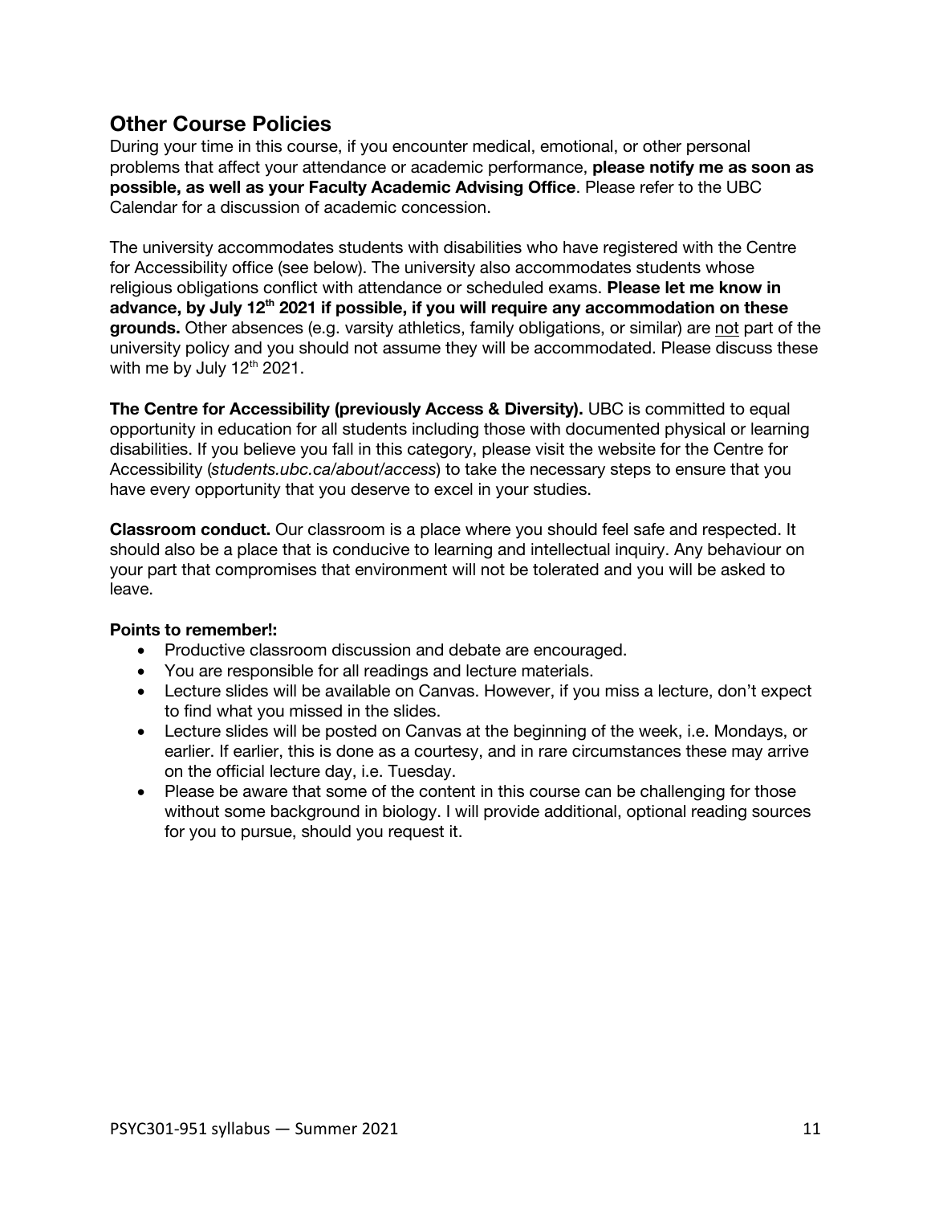## Other Course Policies

During your time in this course, if you encounter medical, emotional, or other personal problems that affect your attendance or academic performance, **please notify me as soon as possible, as well as your Faculty Academic Advising Office**. Please refer to the UBC Calendar for a discussion of academic concession.

The university accommodates students with disabilities who have registered with the Centre for Accessibility office (see below). The university also accommodates students whose religious obligations conflict with attendance or scheduled exams. **Please let me know in advance, by July 12th 2021 if possible, if you will require any accommodation on these grounds.** Other absences (e.g. varsity athletics, family obligations, or similar) are not part of the university policy and you should not assume they will be accommodated. Please discuss these with me by July 12th 2021.

**The Centre for Accessibility (previously Access & Diversity).** UBC is committed to equal opportunity in education for all students including those with documented physical or learning disabilities. If you believe you fall in this category, please visit the website for the Centre for Accessibility (*students.ubc.ca/about/access*) to take the necessary steps to ensure that you have every opportunity that you deserve to excel in your studies.

**Classroom conduct.** Our classroom is a place where you should feel safe and respected. It should also be a place that is conducive to learning and intellectual inquiry. Any behaviour on your part that compromises that environment will not be tolerated and you will be asked to leave.

**Points to remember!:**

- Productive classroom discussion and debate are encouraged.
- You are responsible for all readings and lecture materials.
- Lecture slides will be available on Canvas. However, if you miss a lecture, don't expect to find what you missed in the slides.
- Lecture slides will be posted on Canvas at the beginning of the week, i.e. Mondays, or earlier. If earlier, this is done as a courtesy, and in rare circumstances these may arrive on the official lecture day, i.e. Tuesday.
- Please be aware that some of the content in this course can be challenging for those without some background in biology. I will provide additional, optional reading sources for you to pursue, should you request it.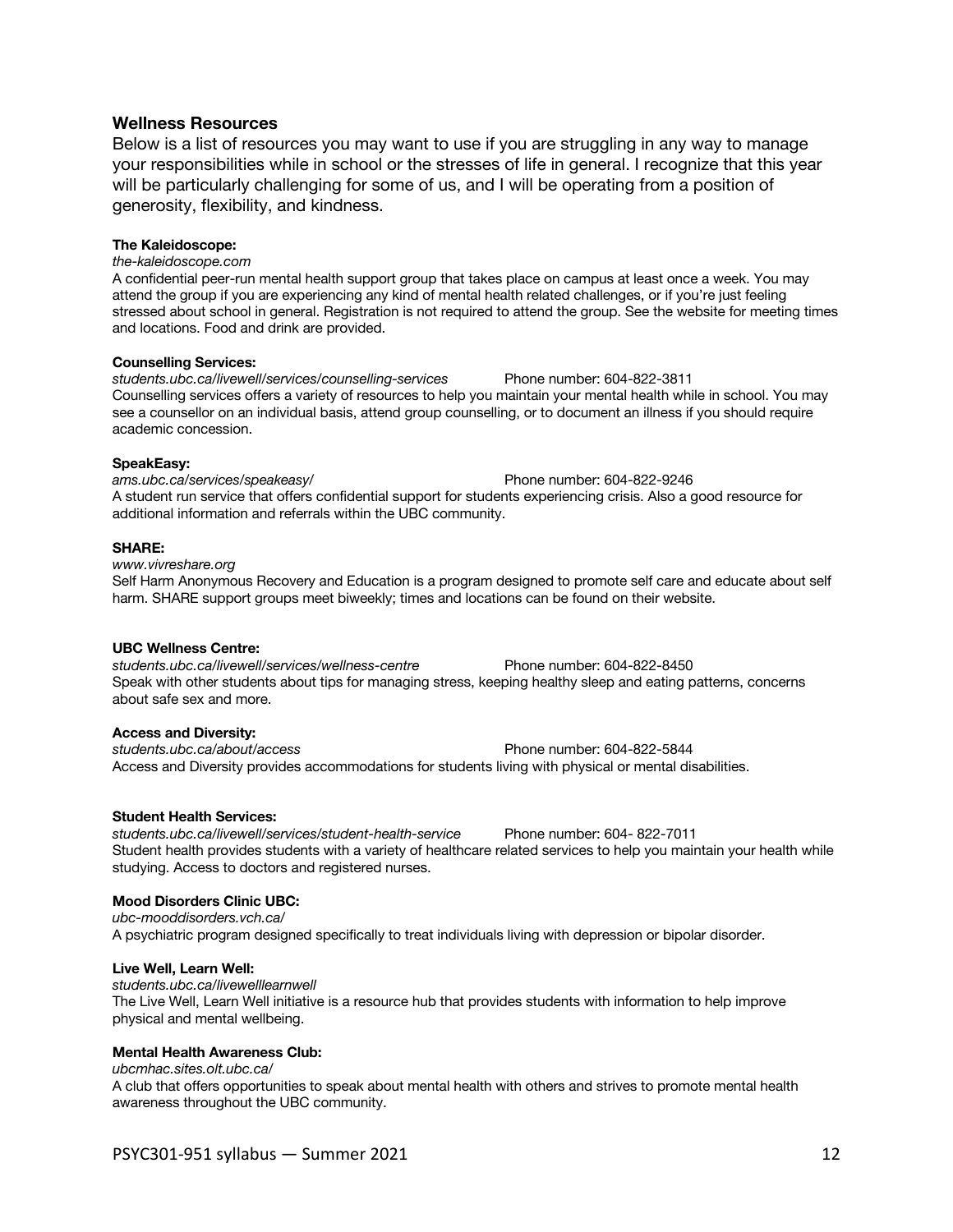## Wellness Resources

Below is a list of resources you may want to use if you are struggling in any way to manage your responsibilities while in school or the stresses of life in general. I recognize that this year will be particularly challenging for some of us, and I will be operating from a position of generosity, flexibility, and kindness.

**The Kaleidoscope:**
*the-kaleidoscope.com*
A confidential peer-run mental health support group that takes place on campus at least once a week. You may attend the group if you are experiencing any kind of mental health related challenges, or if you're just feeling stressed about school in general. Registration is not required to attend the group. See the website for meeting times and locations. Food and drink are provided.

**Counselling Services:**
*students.ubc.ca/livewell/services/counselling-services* Phone number: 604-822-3811
Counselling services offers a variety of resources to help you maintain your mental health while in school. You may see a counsellor on an individual basis, attend group counselling, or to document an illness if you should require academic concession.

**SpeakEasy:**
*ams.ubc.ca/services/speakeasy/* Phone number: 604-822-9246
A student run service that offers confidential support for students experiencing crisis. Also a good resource for additional information and referrals within the UBC community.

**SHARE:**
*www.vivreshare.org*
Self Harm Anonymous Recovery and Education is a program designed to promote self care and educate about self harm. SHARE support groups meet biweekly; times and locations can be found on their website.

**UBC Wellness Centre:**
*students.ubc.ca/livewell/services/wellness-centre* Phone number: 604-822-8450
Speak with other students about tips for managing stress, keeping healthy sleep and eating patterns, concerns about safe sex and more.

**Access and Diversity:**
*students.ubc.ca/about/access* Phone number: 604-822-5844
Access and Diversity provides accommodations for students living with physical or mental disabilities.

**Student Health Services:**
*students.ubc.ca/livewell/services/student-health-service* Phone number: 604- 822-7011
Student health provides students with a variety of healthcare related services to help you maintain your health while studying. Access to doctors and registered nurses.

**Mood Disorders Clinic UBC:**
*ubc-mooddisorders.vch.ca/*
A psychiatric program designed specifically to treat individuals living with depression or bipolar disorder.

**Live Well, Learn Well:**
*students.ubc.ca/livewelllearnwell*
The Live Well, Learn Well initiative is a resource hub that provides students with information to help improve physical and mental wellbeing.

**Mental Health Awareness Club:**
*ubcmhac.sites.olt.ubc.ca/*
A club that offers opportunities to speak about mental health with others and strives to promote mental health awareness throughout the UBC community.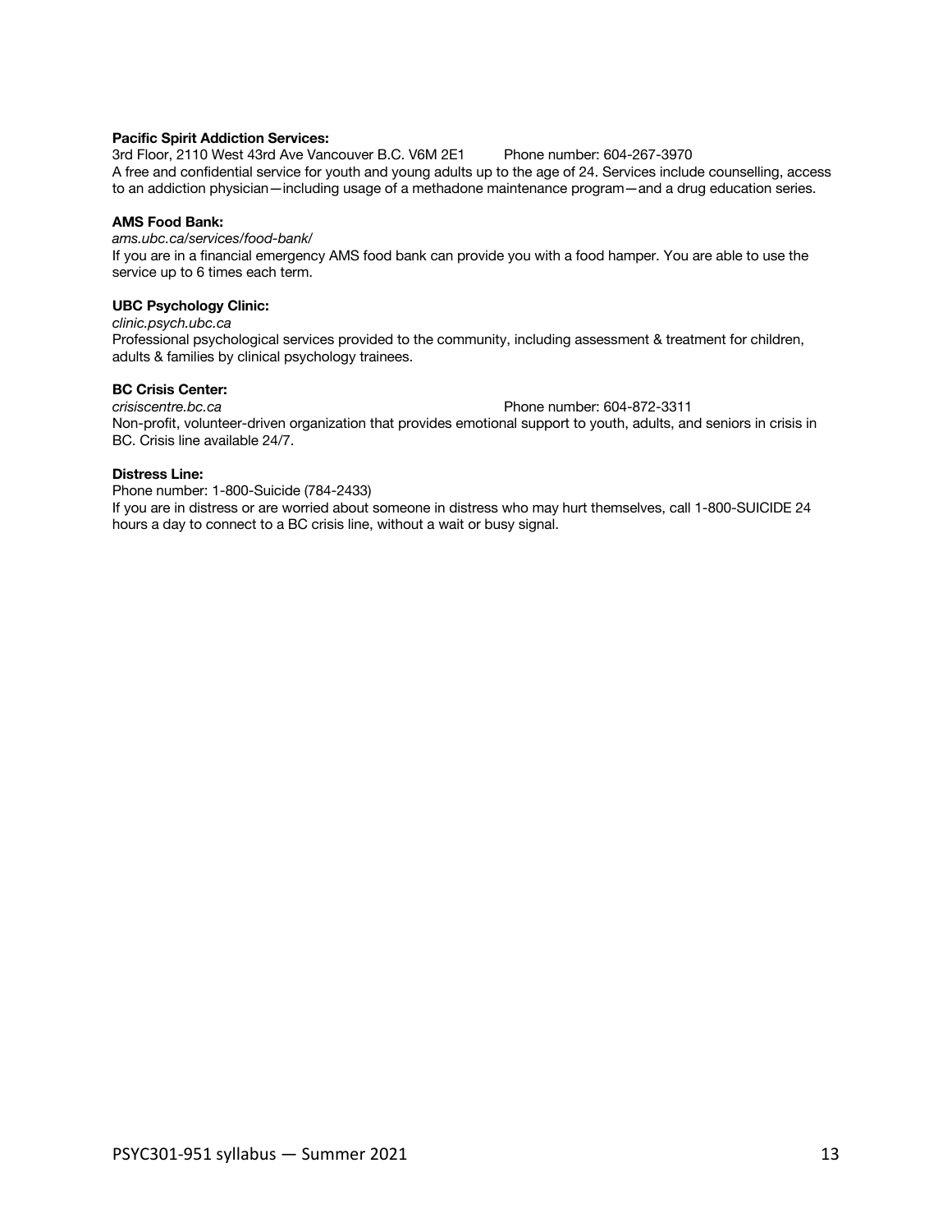**Pacific Spirit Addiction Services:**
3rd Floor, 2110 West 43rd Ave Vancouver B.C. V6M 2E1 Phone number: 604-267-3970
A free and confidential service for youth and young adults up to the age of 24. Services include counselling, access to an addiction physician—including usage of a methadone maintenance program—and a drug education series.

**AMS Food Bank:**
*ams.ubc.ca/services/food-bank/*
If you are in a financial emergency AMS food bank can provide you with a food hamper. You are able to use the service up to 6 times each term.

**UBC Psychology Clinic:**
*clinic.psych.ubc.ca*
Professional psychological services provided to the community, including assessment & treatment for children, adults & families by clinical psychology trainees.

**BC Crisis Center:**
*crisiscentre.bc.ca* Phone number: 604-872-3311
Non-profit, volunteer-driven organization that provides emotional support to youth, adults, and seniors in crisis in BC. Crisis line available 24/7.

**Distress Line:**
Phone number: 1-800-Suicide (784-2433)
If you are in distress or are worried about someone in distress who may hurt themselves, call 1-800-SUICIDE 24 hours a day to connect to a BC crisis line, without a wait or busy signal.